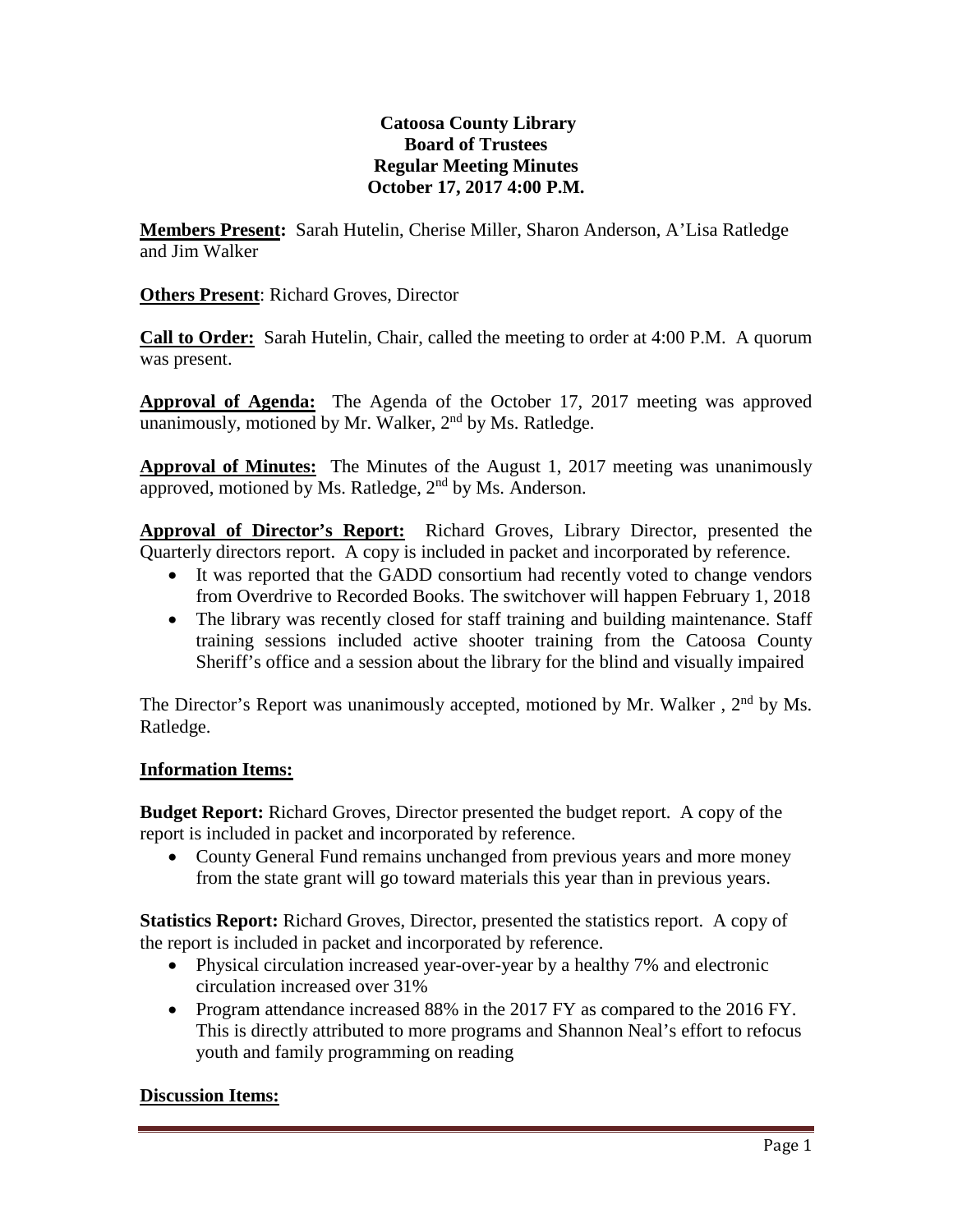**Catoosa County Library**
**Board of Trustees**
**Regular Meeting Minutes**
**October 17, 2017 4:00 P.M.**

**Members Present:** Sarah Hutelin, Cherise Miller, Sharon Anderson, A'Lisa Ratledge and Jim Walker

**Others Present**: Richard Groves, Director

**Call to Order:** Sarah Hutelin, Chair, called the meeting to order at 4:00 P.M. A quorum was present.

**Approval of Agenda:** The Agenda of the October 17, 2017 meeting was approved unanimously, motioned by Mr. Walker, 2nd by Ms. Ratledge.

**Approval of Minutes:** The Minutes of the August 1, 2017 meeting was unanimously approved, motioned by Ms. Ratledge, 2nd by Ms. Anderson.

**Approval of Director's Report:** Richard Groves, Library Director, presented the Quarterly directors report. A copy is included in packet and incorporated by reference.

- It was reported that the GADD consortium had recently voted to change vendors from Overdrive to Recorded Books. The switchover will happen February 1, 2018
- The library was recently closed for staff training and building maintenance. Staff training sessions included active shooter training from the Catoosa County Sheriff's office and a session about the library for the blind and visually impaired

The Director's Report was unanimously accepted, motioned by Mr. Walker , 2nd by Ms. Ratledge.

**Information Items:**

**Budget Report:** Richard Groves, Director presented the budget report. A copy of the report is included in packet and incorporated by reference.

- County General Fund remains unchanged from previous years and more money from the state grant will go toward materials this year than in previous years.

**Statistics Report:** Richard Groves, Director, presented the statistics report. A copy of the report is included in packet and incorporated by reference.

- Physical circulation increased year-over-year by a healthy 7% and electronic circulation increased over 31%
- Program attendance increased 88% in the 2017 FY as compared to the 2016 FY. This is directly attributed to more programs and Shannon Neal's effort to refocus youth and family programming on reading

**Discussion Items:**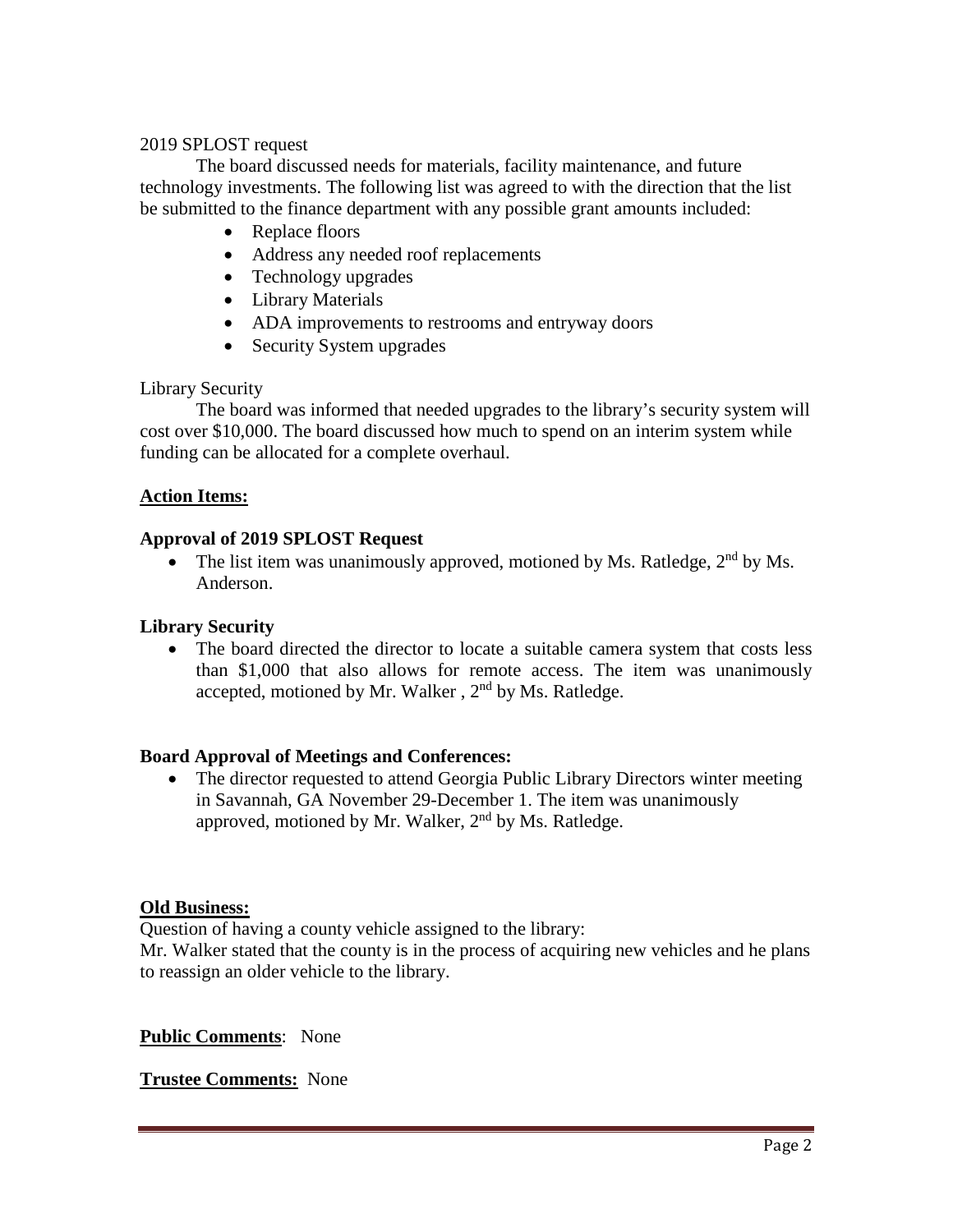2019 SPLOST request

The board discussed needs for materials, facility maintenance, and future technology investments. The following list was agreed to with the direction that the list be submitted to the finance department with any possible grant amounts included:

- Replace floors
- Address any needed roof replacements
- Technology upgrades
- Library Materials
- ADA improvements to restrooms and entryway doors
- Security System upgrades

Library Security

The board was informed that needed upgrades to the library's security system will cost over $10,000. The board discussed how much to spend on an interim system while funding can be allocated for a complete overhaul.

**Action Items:**

**Approval of 2019 SPLOST Request**

- The list item was unanimously approved, motioned by Ms. Ratledge, 2nd by Ms. Anderson.

**Library Security**

- The board directed the director to locate a suitable camera system that costs less than $1,000 that also allows for remote access. The item was unanimously accepted, motioned by Mr. Walker , 2nd by Ms. Ratledge.

**Board Approval of Meetings and Conferences:**

- The director requested to attend Georgia Public Library Directors winter meeting in Savannah, GA November 29-December 1. The item was unanimously approved, motioned by Mr. Walker, 2nd by Ms. Ratledge.

**Old Business:**

Question of having a county vehicle assigned to the library:

Mr. Walker stated that the county is in the process of acquiring new vehicles and he plans to reassign an older vehicle to the library.

**Public Comments**: None

**Trustee Comments:** None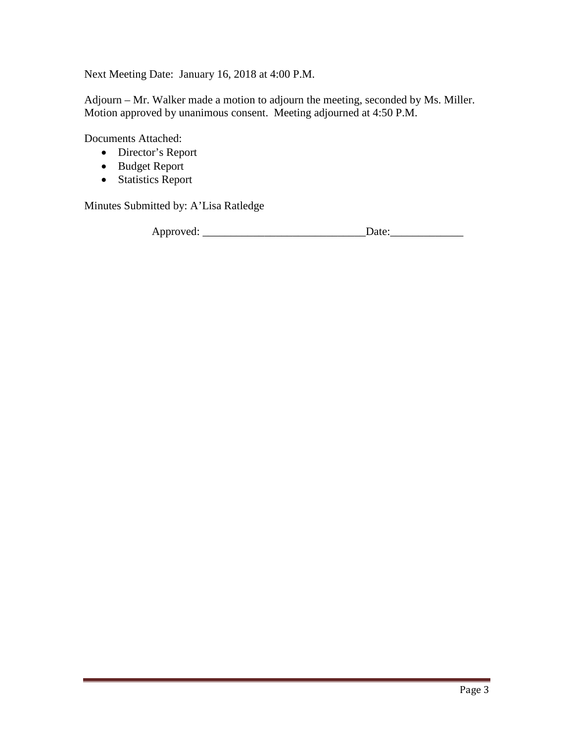Next Meeting Date: January 16, 2018 at 4:00 P.M.

Adjourn – Mr. Walker made a motion to adjourn the meeting, seconded by Ms. Miller. Motion approved by unanimous consent. Meeting adjourned at 4:50 P.M.

Documents Attached:

- Director's Report
- Budget Report
- Statistics Report

Minutes Submitted by: A'Lisa Ratledge

Approved: _____________________________Date:_____________